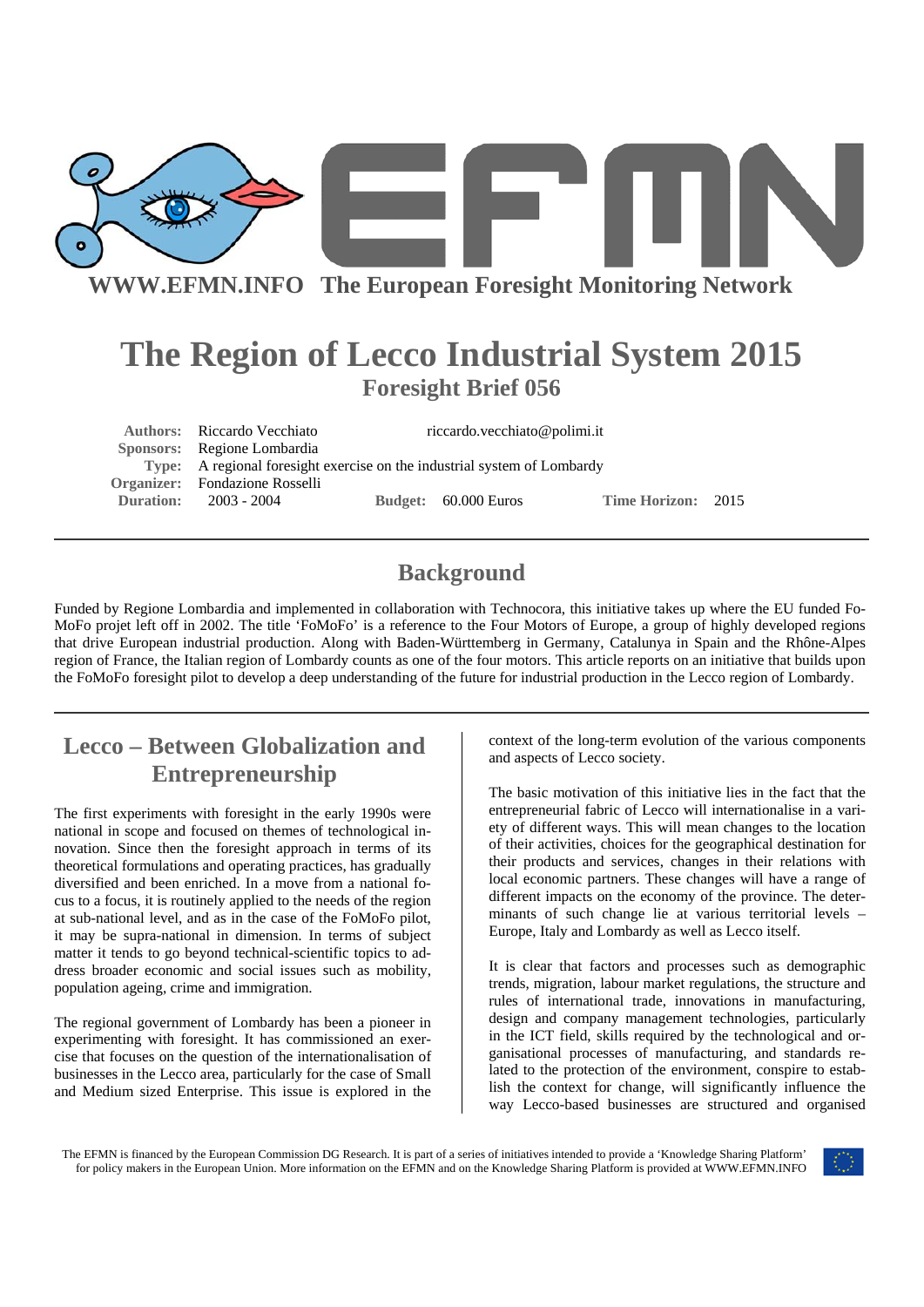WWW.EFMN.INFO The European Foresight Monitoring Network

# The Region of Lecco Industrial System 2015

## Foresight Brief 056

**Authors:** Riccardo Vecchiato riccardo.vecchiato@polimi.it
**Sponsors:** Regione Lombardia
**Type:** A regional foresight exercise on the industrial system of Lombardy
**Organizer:** Fondazione Rosselli
**Duration:** 2003 - 2004 **Budget:** 60.000 Euros **Time Horizon:** 2015

## Background

Funded by Regione Lombardia and implemented in collaboration with Technocora, this initiative takes up where the EU funded FoMoFo projet left off in 2002. The title 'FoMoFo' is a reference to the Four Motors of Europe, a group of highly developed regions that drive European industrial production. Along with Baden-Württemberg in Germany, Catalunya in Spain and the Rhône-Alpes region of France, the Italian region of Lombardy counts as one of the four motors. This article reports on an initiative that builds upon the FoMoFo foresight pilot to develop a deep understanding of the future for industrial production in the Lecco region of Lombardy.

## Lecco – Between Globalization and Entrepreneurship

The first experiments with foresight in the early 1990s were national in scope and focused on themes of technological innovation. Since then the foresight approach in terms of its theoretical formulations and operating practices, has gradually diversified and been enriched. In a move from a national focus to a focus, it is routinely applied to the needs of the region at sub-national level, and as in the case of the FoMoFo pilot, it may be supra-national in dimension. In terms of subject matter it tends to go beyond technical-scientific topics to address broader economic and social issues such as mobility, population ageing, crime and immigration.

The regional government of Lombardy has been a pioneer in experimenting with foresight. It has commissioned an exercise that focuses on the question of the internationalisation of businesses in the Lecco area, particularly for the case of Small and Medium sized Enterprise. This issue is explored in the context of the long-term evolution of the various components and aspects of Lecco society.

The basic motivation of this initiative lies in the fact that the entrepreneurial fabric of Lecco will internationalise in a variety of different ways. This will mean changes to the location of their activities, choices for the geographical destination for their products and services, changes in their relations with local economic partners. These changes will have a range of different impacts on the economy of the province. The determinants of such change lie at various territorial levels – Europe, Italy and Lombardy as well as Lecco itself.

It is clear that factors and processes such as demographic trends, migration, labour market regulations, the structure and rules of international trade, innovations in manufacturing, design and company management technologies, particularly in the ICT field, skills required by the technological and organisational processes of manufacturing, and standards related to the protection of the environment, conspire to establish the context for change, will significantly influence the way Lecco-based businesses are structured and organised

The EFMN is financed by the European Commission DG Research. It is part of a series of initiatives intended to provide a 'Knowledge Sharing Platform' for policy makers in the European Union. More information on the EFMN and on the Knowledge Sharing Platform is provided at WWW.EFMN.INFO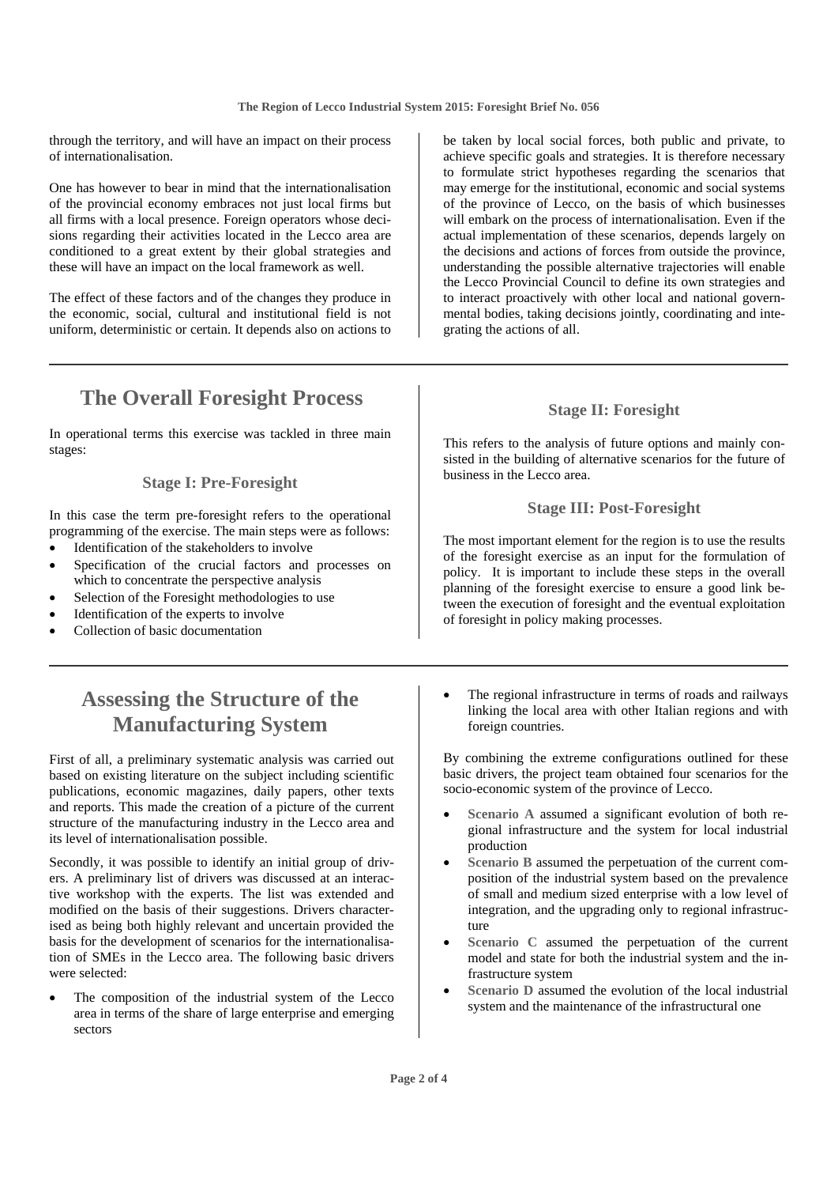through the territory, and will have an impact on their process of internationalisation.

One has however to bear in mind that the internationalisation of the provincial economy embraces not just local firms but all firms with a local presence. Foreign operators whose decisions regarding their activities located in the Lecco area are conditioned to a great extent by their global strategies and these will have an impact on the local framework as well.

The effect of these factors and of the changes they produce in the economic, social, cultural and institutional field is not uniform, deterministic or certain. It depends also on actions to be taken by local social forces, both public and private, to achieve specific goals and strategies. It is therefore necessary to formulate strict hypotheses regarding the scenarios that may emerge for the institutional, economic and social systems of the province of Lecco, on the basis of which businesses will embark on the process of internationalisation. Even if the actual implementation of these scenarios, depends largely on the decisions and actions of forces from outside the province, understanding the possible alternative trajectories will enable the Lecco Provincial Council to define its own strategies and to interact proactively with other local and national governmental bodies, taking decisions jointly, coordinating and integrating the actions of all.

## The Overall Foresight Process

In operational terms this exercise was tackled in three main stages:

### Stage I: Pre-Foresight

In this case the term pre-foresight refers to the operational programming of the exercise. The main steps were as follows:

- Identification of the stakeholders to involve
- Specification of the crucial factors and processes on which to concentrate the perspective analysis
- Selection of the Foresight methodologies to use
- Identification of the experts to involve
- Collection of basic documentation

### Stage II: Foresight

This refers to the analysis of future options and mainly consisted in the building of alternative scenarios for the future of business in the Lecco area.

### Stage III: Post-Foresight

The most important element for the region is to use the results of the foresight exercise as an input for the formulation of policy. It is important to include these steps in the overall planning of the foresight exercise to ensure a good link between the execution of foresight and the eventual exploitation of foresight in policy making processes.

## Assessing the Structure of the Manufacturing System

First of all, a preliminary systematic analysis was carried out based on existing literature on the subject including scientific publications, economic magazines, daily papers, other texts and reports. This made the creation of a picture of the current structure of the manufacturing industry in the Lecco area and its level of internationalisation possible.

Secondly, it was possible to identify an initial group of drivers. A preliminary list of drivers was discussed at an interactive workshop with the experts. The list was extended and modified on the basis of their suggestions. Drivers characterised as being both highly relevant and uncertain provided the basis for the development of scenarios for the internationalisation of SMEs in the Lecco area. The following basic drivers were selected:

- The composition of the industrial system of the Lecco area in terms of the share of large enterprise and emerging sectors
- The regional infrastructure in terms of roads and railways linking the local area with other Italian regions and with foreign countries.

By combining the extreme configurations outlined for these basic drivers, the project team obtained four scenarios for the socio-economic system of the province of Lecco.

- **Scenario A** assumed a significant evolution of both regional infrastructure and the system for local industrial production
- **Scenario B** assumed the perpetuation of the current composition of the industrial system based on the prevalence of small and medium sized enterprise with a low level of integration, and the upgrading only to regional infrastructure
- **Scenario C** assumed the perpetuation of the current model and state for both the industrial system and the infrastructure system
- **Scenario D** assumed the evolution of the local industrial system and the maintenance of the infrastructural one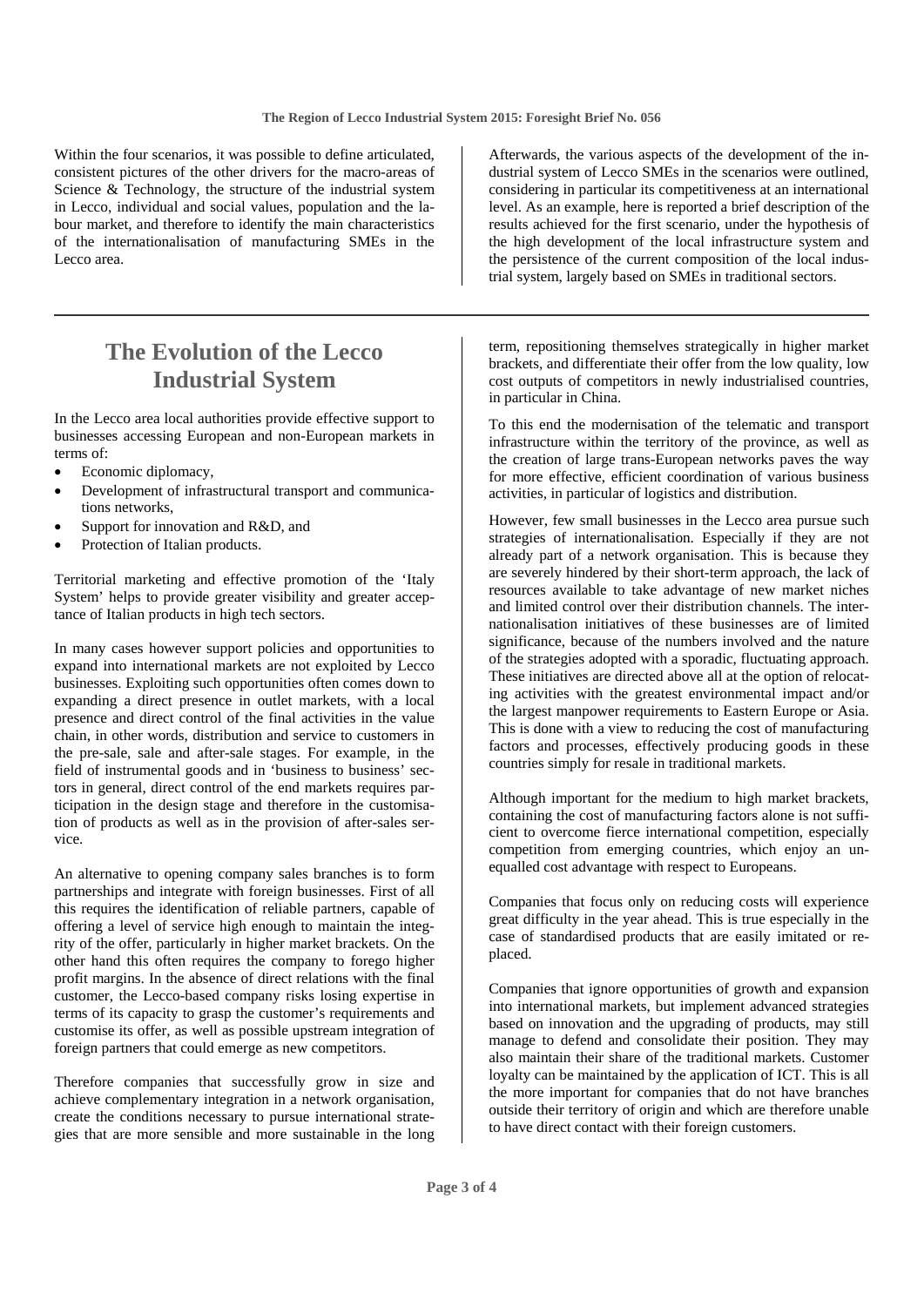Within the four scenarios, it was possible to define articulated, consistent pictures of the other drivers for the macro-areas of Science & Technology, the structure of the industrial system in Lecco, individual and social values, population and the labour market, and therefore to identify the main characteristics of the internationalisation of manufacturing SMEs in the Lecco area.

Afterwards, the various aspects of the development of the industrial system of Lecco SMEs in the scenarios were outlined, considering in particular its competitiveness at an international level. As an example, here is reported a brief description of the results achieved for the first scenario, under the hypothesis of the high development of the local infrastructure system and the persistence of the current composition of the local industrial system, largely based on SMEs in traditional sectors.

## The Evolution of the Lecco Industrial System

In the Lecco area local authorities provide effective support to businesses accessing European and non-European markets in terms of:

- Economic diplomacy,
- Development of infrastructural transport and communications networks,
- Support for innovation and R&D, and
- Protection of Italian products.

Territorial marketing and effective promotion of the 'Italy System' helps to provide greater visibility and greater acceptance of Italian products in high tech sectors.

In many cases however support policies and opportunities to expand into international markets are not exploited by Lecco businesses. Exploiting such opportunities often comes down to expanding a direct presence in outlet markets, with a local presence and direct control of the final activities in the value chain, in other words, distribution and service to customers in the pre-sale, sale and after-sale stages. For example, in the field of instrumental goods and in 'business to business' sectors in general, direct control of the end markets requires participation in the design stage and therefore in the customisation of products as well as in the provision of after-sales service.

An alternative to opening company sales branches is to form partnerships and integrate with foreign businesses. First of all this requires the identification of reliable partners, capable of offering a level of service high enough to maintain the integrity of the offer, particularly in higher market brackets. On the other hand this often requires the company to forego higher profit margins. In the absence of direct relations with the final customer, the Lecco-based company risks losing expertise in terms of its capacity to grasp the customer's requirements and customise its offer, as well as possible upstream integration of foreign partners that could emerge as new competitors.

Therefore companies that successfully grow in size and achieve complementary integration in a network organisation, create the conditions necessary to pursue international strategies that are more sensible and more sustainable in the long term, repositioning themselves strategically in higher market brackets, and differentiate their offer from the low quality, low cost outputs of competitors in newly industrialised countries, in particular in China.

To this end the modernisation of the telematic and transport infrastructure within the territory of the province, as well as the creation of large trans-European networks paves the way for more effective, efficient coordination of various business activities, in particular of logistics and distribution.

However, few small businesses in the Lecco area pursue such strategies of internationalisation. Especially if they are not already part of a network organisation. This is because they are severely hindered by their short-term approach, the lack of resources available to take advantage of new market niches and limited control over their distribution channels. The internationalisation initiatives of these businesses are of limited significance, because of the numbers involved and the nature of the strategies adopted with a sporadic, fluctuating approach. These initiatives are directed above all at the option of relocating activities with the greatest environmental impact and/or the largest manpower requirements to Eastern Europe or Asia. This is done with a view to reducing the cost of manufacturing factors and processes, effectively producing goods in these countries simply for resale in traditional markets.

Although important for the medium to high market brackets, containing the cost of manufacturing factors alone is not sufficient to overcome fierce international competition, especially competition from emerging countries, which enjoy an unequalled cost advantage with respect to Europeans.

Companies that focus only on reducing costs will experience great difficulty in the year ahead. This is true especially in the case of standardised products that are easily imitated or replaced.

Companies that ignore opportunities of growth and expansion into international markets, but implement advanced strategies based on innovation and the upgrading of products, may still manage to defend and consolidate their position. They may also maintain their share of the traditional markets. Customer loyalty can be maintained by the application of ICT. This is all the more important for companies that do not have branches outside their territory of origin and which are therefore unable to have direct contact with their foreign customers.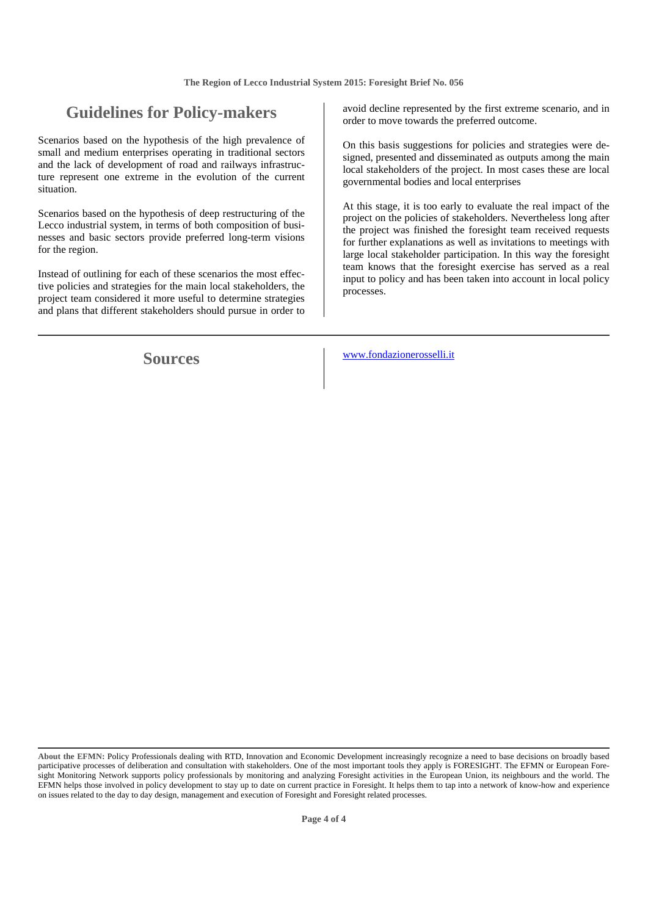## Guidelines for Policy-makers

Scenarios based on the hypothesis of the high prevalence of small and medium enterprises operating in traditional sectors and the lack of development of road and railways infrastructure represent one extreme in the evolution of the current situation.

Scenarios based on the hypothesis of deep restructuring of the Lecco industrial system, in terms of both composition of businesses and basic sectors provide preferred long-term visions for the region.

Instead of outlining for each of these scenarios the most effective policies and strategies for the main local stakeholders, the project team considered it more useful to determine strategies and plans that different stakeholders should pursue in order to avoid decline represented by the first extreme scenario, and in order to move towards the preferred outcome.

On this basis suggestions for policies and strategies were designed, presented and disseminated as outputs among the main local stakeholders of the project. In most cases these are local governmental bodies and local enterprises

At this stage, it is too early to evaluate the real impact of the project on the policies of stakeholders. Nevertheless long after the project was finished the foresight team received requests for further explanations as well as invitations to meetings with large local stakeholder participation. In this way the foresight team knows that the foresight exercise has served as a real input to policy and has been taken into account in local policy processes.

## Sources

www.fondazionerosselli.it

**About the EFMN:** Policy Professionals dealing with RTD, Innovation and Economic Development increasingly recognize a need to base decisions on broadly based participative processes of deliberation and consultation with stakeholders. One of the most important tools they apply is FORESIGHT. The EFMN or European Foresight Monitoring Network supports policy professionals by monitoring and analyzing Foresight activities in the European Union, its neighbours and the world. The EFMN helps those involved in policy development to stay up to date on current practice in Foresight. It helps them to tap into a network of know-how and experience on issues related to the day to day design, management and execution of Foresight and Foresight related processes.